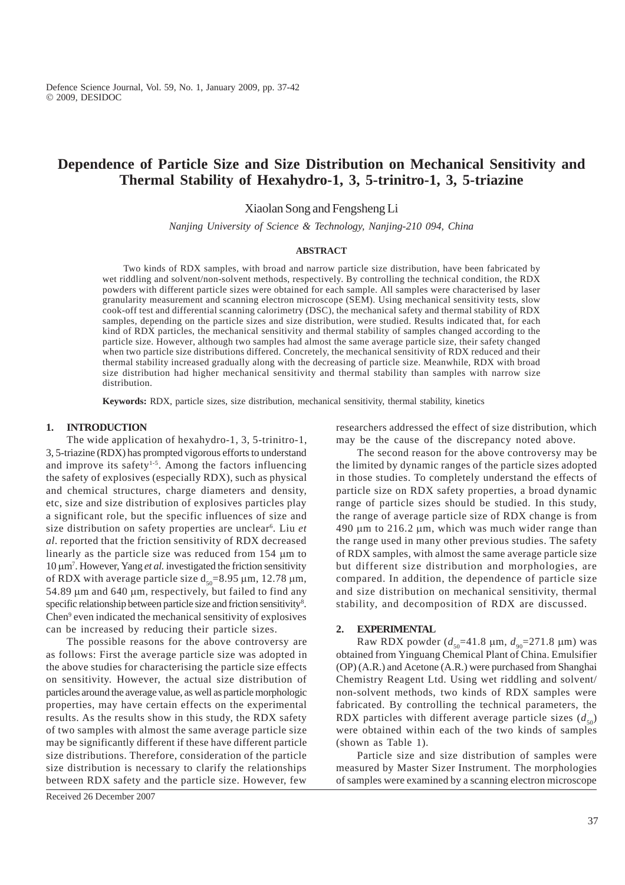# Dependence of Particle Size and Size Distribution on Mechanical Sensitivity and Thermal Stability of Hexahydro-1, 3, 5-trinitro-1, 3, 5-triazine

Xiaolan Song and Fengsheng Li

*Nanjing University of Science & Technology, Nanjing-210 094, China*

**ABSTRACT**

Two kinds of RDX samples, with broad and narrow particle size distribution, have been fabricated by wet riddling and solvent/non-solvent methods, respectively. By controlling the technical condition, the RDX powders with different particle sizes were obtained for each sample. All samples were characterised by laser granularity measurement and scanning electron microscope (SEM). Using mechanical sensitivity tests, slow cook-off test and differential scanning calorimetry (DSC), the mechanical safety and thermal stability of RDX samples, depending on the particle sizes and size distribution, were studied. Results indicated that, for each kind of RDX particles, the mechanical sensitivity and thermal stability of samples changed according to the particle size. However, although two samples had almost the same average particle size, their safety changed when two particle size distributions differed. Concretely, the mechanical sensitivity of RDX reduced and their thermal stability increased gradually along with the decreasing of particle size. Meanwhile, RDX with broad size distribution had higher mechanical sensitivity and thermal stability than samples with narrow size distribution.

**Keywords:** RDX, particle sizes, size distribution, mechanical sensitivity, thermal stability, kinetics

## 1. INTRODUCTION

The wide application of hexahydro-1, 3, 5-trinitro-1, 3, 5-triazine (RDX) has prompted vigorous efforts to understand and improve its safety[1-5]. Among the factors influencing the safety of explosives (especially RDX), such as physical and chemical structures, charge diameters and density, etc, size and size distribution of explosives particles play a significant role, but the specific influences of size and size distribution on safety properties are unclear[6]. Liu *et al*. reported that the friction sensitivity of RDX decreased linearly as the particle size was reduced from 154 μm to 10 μm[7]. However, Yang *et al.* investigated the friction sensitivity of RDX with average particle size $d_{50}$=8.95 μm, 12.78 μm, 54.89 μm and 640 μm, respectively, but failed to find any specific relationship between particle size and friction sensitivity[8]. Chen[9] even indicated the mechanical sensitivity of explosives can be increased by reducing their particle sizes.

The possible reasons for the above controversy are as follows: First the average particle size was adopted in the above studies for characterising the particle size effects on sensitivity. However, the actual size distribution of particles around the average value, as well as particle morphologic properties, may have certain effects on the experimental results. As the results show in this study, the RDX safety of two samples with almost the same average particle size may be significantly different if these have different particle size distributions. Therefore, consideration of the particle size distribution is necessary to clarify the relationships between RDX safety and the particle size. However, few researchers addressed the effect of size distribution, which may be the cause of the discrepancy noted above.

The second reason for the above controversy may be the limited by dynamic ranges of the particle sizes adopted in those studies. To completely understand the effects of particle size on RDX safety properties, a broad dynamic range of particle sizes should be studied. In this study, the range of average particle size of RDX change is from 490 μm to 216.2 μm, which was much wider range than the range used in many other previous studies. The safety of RDX samples, with almost the same average particle size but different size distribution and morphologies, are compared. In addition, the dependence of particle size and size distribution on mechanical sensitivity, thermal stability, and decomposition of RDX are discussed.

## 2. EXPERIMENTAL

Raw RDX powder ($d_{50}$=41.8 μm, $d_{90}$=271.8 μm) was obtained from Yinguang Chemical Plant of China. Emulsifier (OP) (A.R.) and Acetone (A.R.) were purchased from Shanghai Chemistry Reagent Ltd. Using wet riddling and solvent/non-solvent methods, two kinds of RDX samples were fabricated. By controlling the technical parameters, the RDX particles with different average particle sizes ($d_{50}$) were obtained within each of the two kinds of samples (shown as Table 1).

Particle size and size distribution of samples were measured by Master Sizer Instrument. The morphologies of samples were examined by a scanning electron microscope

Received 26 December 2007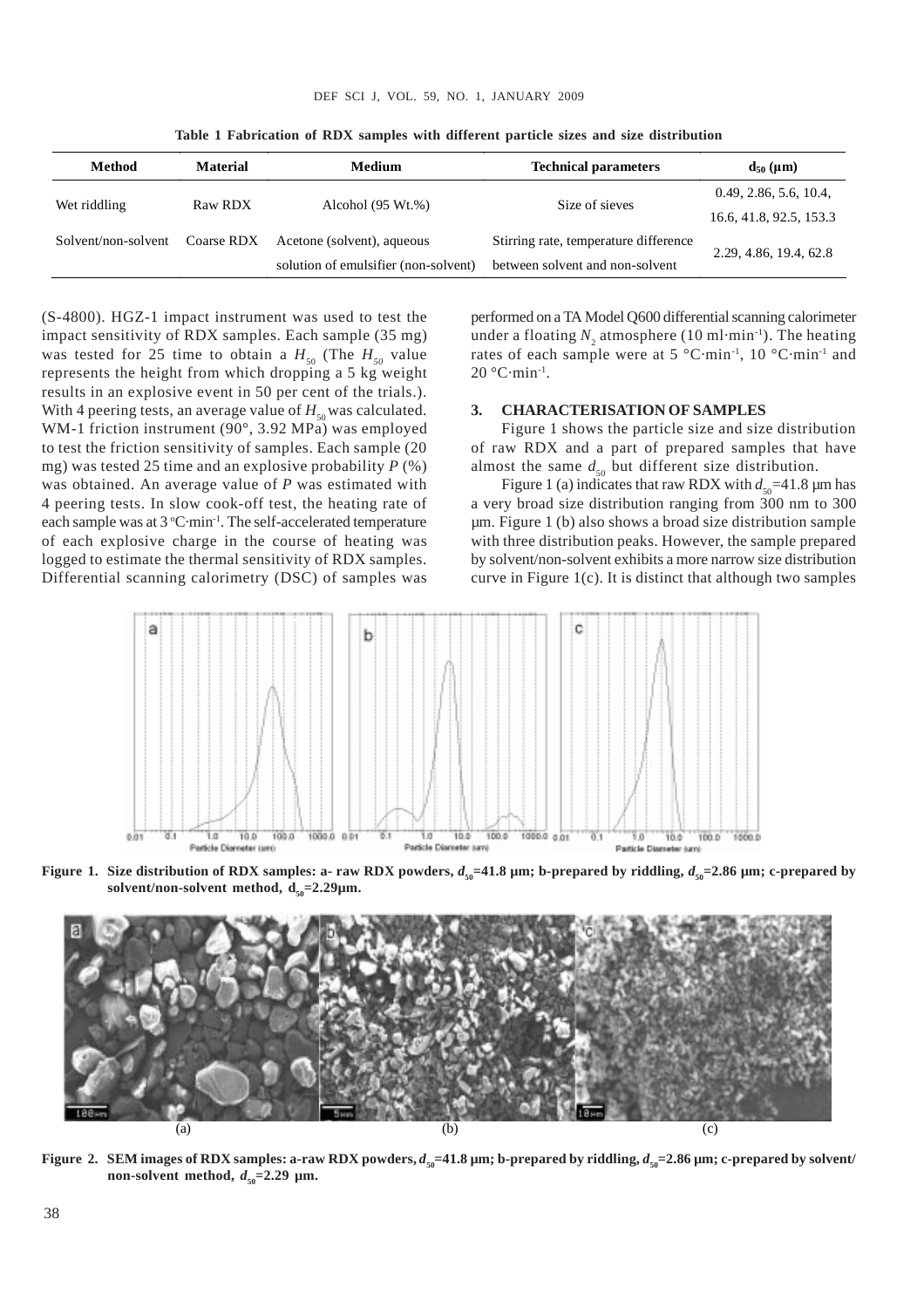**Table 1 Fabrication of RDX samples with different particle sizes and size distribution**

| Method | Material | Medium | Technical parameters | $d_{50}$ (μm) |
|---|---|---|---|---|
| Wet riddling | Raw RDX | Alcohol (95 Wt.%) | Size of sieves | 0.49, 2.86, 5.6, 10.4, 16.6, 41.8, 92.5, 153.3 |
| Solvent/non-solvent | Coarse RDX | Acetone (solvent), aqueous solution of emulsifier (non-solvent) | Stirring rate, temperature difference between solvent and non-solvent | 2.29, 4.86, 19.4, 62.8 |

(S-4800). HGZ-1 impact instrument was used to test the impact sensitivity of RDX samples. Each sample (35 mg) was tested for 25 time to obtain a $H_{50}$ (The $H_{50}$ value represents the height from which dropping a 5 kg weight results in an explosive event in 50 per cent of the trials.). With 4 peering tests, an average value of $H_{50}$ was calculated. WM-1 friction instrument (90°, 3.92 MPa) was employed to test the friction sensitivity of samples. Each sample (20 mg) was tested 25 time and an explosive probability *P* (%) was obtained. An average value of *P* was estimated with 4 peering tests. In slow cook-off test, the heating rate of each sample was at 3 °C·min$^{-1}$. The self-accelerated temperature of each explosive charge in the course of heating was logged to estimate the thermal sensitivity of RDX samples. Differential scanning calorimetry (DSC) of samples was performed on a TA Model Q600 differential scanning calorimeter under a floating $N_2$ atmosphere (10 ml·min$^{-1}$). The heating rates of each sample were at 5 °C·min$^{-1}$, 10 °C·min$^{-1}$ and 20 °C·min$^{-1}$.

## 3. CHARACTERISATION OF SAMPLES

Figure 1 shows the particle size and size distribution of raw RDX and a part of prepared samples that have almost the same $d_{50}$ but different size distribution.

Figure 1 (a) indicates that raw RDX with $d_{50}$=41.8 μm has a very broad size distribution ranging from 300 nm to 300 μm. Figure 1 (b) also shows a broad size distribution sample with three distribution peaks. However, the sample prepared by solvent/non-solvent exhibits a more narrow size distribution curve in Figure 1(c). It is distinct that although two samples

**Figure 1. Size distribution of RDX samples: a- raw RDX powders, $d_{50}$=41.8 μm; b-prepared by riddling, $d_{50}$=2.86 μm; c-prepared by solvent/non-solvent method, $d_{50}$=2.29μm.**

**Figure 2. SEM images of RDX samples: a-raw RDX powders, $d_{50}$=41.8 μm; b-prepared by riddling, $d_{50}$=2.86 μm; c-prepared by solvent/non-solvent method, $d_{50}$=2.29 μm.**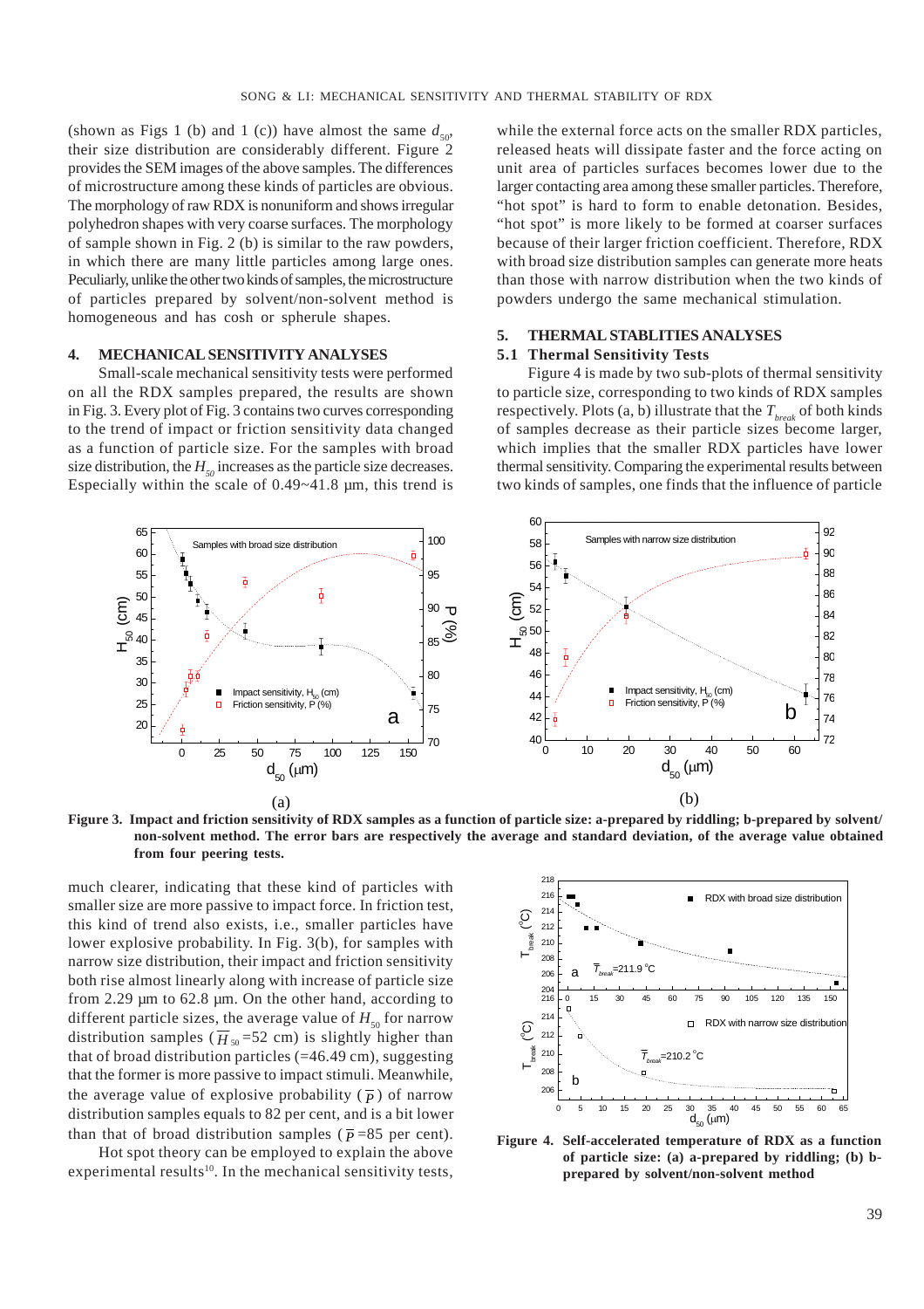(shown as Figs 1 (b) and 1 (c)) have almost the same $d_{50}$, their size distribution are considerably different. Figure 2 provides the SEM images of the above samples. The differences of microstructure among these kinds of particles are obvious. The morphology of raw RDX is nonuniform and shows irregular polyhedron shapes with very coarse surfaces. The morphology of sample shown in Fig. 2 (b) is similar to the raw powders, in which there are many little particles among large ones. Peculiarly, unlike the other two kinds of samples, the microstructure of particles prepared by solvent/non-solvent method is homogeneous and has cosh or spherule shapes.

## 4. MECHANICAL SENSITIVITY ANALYSES

Small-scale mechanical sensitivity tests were performed on all the RDX samples prepared, the results are shown in Fig. 3. Every plot of Fig. 3 contains two curves corresponding to the trend of impact or friction sensitivity data changed as a function of particle size. For the samples with broad size distribution, the $H_{50}$ increases as the particle size decreases. Especially within the scale of 0.49~41.8 µm, this trend is much clearer, indicating that these kind of particles with smaller size are more passive to impact force. In friction test, this kind of trend also exists, i.e., smaller particles have lower explosive probability. In Fig. 3(b), for samples with narrow size distribution, their impact and friction sensitivity both rise almost linearly along with increase of particle size from 2.29 µm to 62.8 µm. On the other hand, according to different particle sizes, the average value of $H_{50}$ for narrow distribution samples ($\overline{H}_{50}$ =52 cm) is slightly higher than that of broad distribution particles (=46.49 cm), suggesting that the former is more passive to impact stimuli. Meanwhile, the average value of explosive probability ($\overline{P}$) of narrow distribution samples equals to 82 per cent, and is a bit lower than that of broad distribution samples ($\overline{P}$ =85 per cent).

Hot spot theory can be employed to explain the above experimental results[10]. In the mechanical sensitivity tests, while the external force acts on the smaller RDX particles, released heats will dissipate faster and the force acting on unit area of particles surfaces becomes lower due to the larger contacting area among these smaller particles. Therefore, "hot spot" is hard to form to enable detonation. Besides, "hot spot" is more likely to be formed at coarser surfaces because of their larger friction coefficient. Therefore, RDX with broad size distribution samples can generate more heats than those with narrow distribution when the two kinds of powders undergo the same mechanical stimulation.

**Figure 3. Impact and friction sensitivity of RDX samples as a function of particle size: a-prepared by riddling; b-prepared by solvent/ non-solvent method. The error bars are respectively the average and standard deviation, of the average value obtained from four peering tests.**

## 5. THERMAL STABLITIES ANALYSES

### 5.1 Thermal Sensitivity Tests

Figure 4 is made by two sub-plots of thermal sensitivity to particle size, corresponding to two kinds of RDX samples respectively. Plots (a, b) illustrate that the $T_{break}$ of both kinds of samples decrease as their particle sizes become larger, which implies that the smaller RDX particles have lower thermal sensitivity. Comparing the experimental results between two kinds of samples, one finds that the influence of particle

**Figure 4. Self-accelerated temperature of RDX as a function of particle size: (a) a-prepared by riddling; (b) b-prepared by solvent/non-solvent method**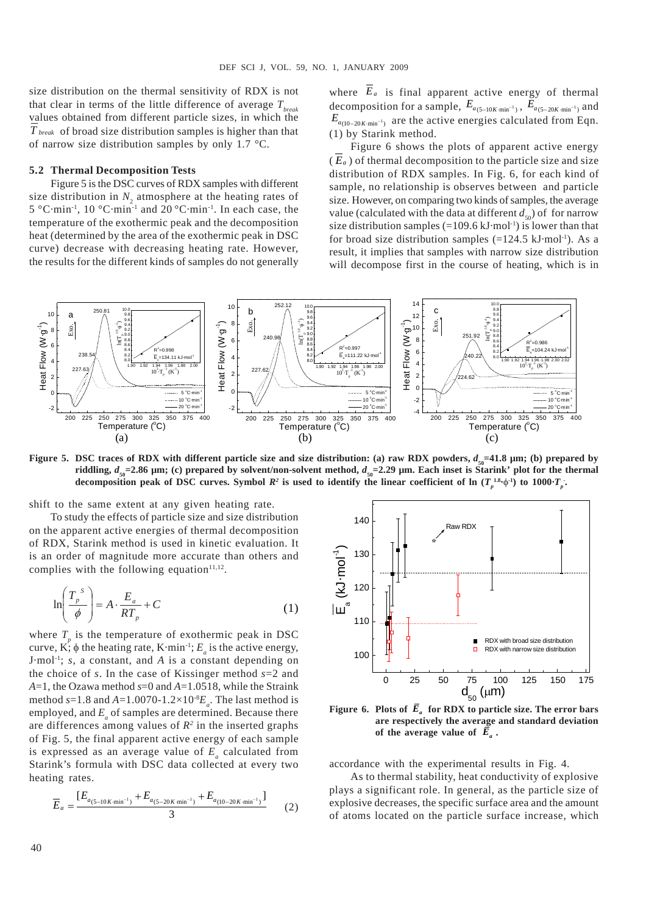size distribution on the thermal sensitivity of RDX is not that clear in terms of the little difference of average $T_{break}$ values obtained from different particle sizes, in which the $\overline{T}_{break}$ of broad size distribution samples is higher than that of narrow size distribution samples by only 1.7 °C.

### 5.2 Thermal Decomposition Tests

Figure 5 is the DSC curves of RDX samples with different size distribution in $N_2$ atmosphere at the heating rates of 5 °C·min$^{-1}$, 10 °C·min$^{-1}$ and 20 °C·min$^{-1}$. In each case, the temperature of the exothermic peak and the decomposition heat (determined by the area of the exothermic peak in DSC curve) decrease with decreasing heating rate. However, the results for the different kinds of samples do not generally shift to the same extent at any given heating rate.

To study the effects of particle size and size distribution on the apparent active energies of thermal decomposition of RDX, Starink method is used in kinetic evaluation. It is an order of magnitude more accurate than others and complies with the following equation[11,12].

$$\ln\left(\frac{T_p^{\ S}}{\phi}\right) = A \cdot \frac{E_a}{RT_p} + C \tag{1}$$

where $T_p$ is the temperature of exothermic peak in DSC curve, K; $\phi$ the heating rate, K·min$^{-1}$; $E_a$ is the active energy, J·mol$^{-1}$; *s*, a constant, and *A* is a constant depending on the choice of *s*. In the case of Kissinger method *s*=2 and *A*=1, the Ozawa method *s*=0 and *A*=1.0518, while the Straink method *s*=1.8 and *A*=1.0070-1.2×10$^{-8}$$E_a$. The last method is employed, and $E_a$ of samples are determined. Because there are differences among values of $R^2$ in the inserted graphs of Fig. 5, the final apparent active energy of each sample is expressed as an average value of $E_a$ calculated from Starink's formula with DSC data collected at every two heating rates.

$$\overline{E}_a = \frac{[E_{a_{(5-10K\cdot\min^{-1})}} + E_{a_{(5-20K\cdot\min^{-1})}} + E_{a_{(10-20K\cdot\min^{-1})}}]}{3} \tag{2}$$

where $\overline{E}_a$ is final apparent active energy of thermal decomposition for a sample, $E_{a(5-10K\cdot\min^{-1})}$, $E_{a(5-20K\cdot\min^{-1})}$ and $E_{a(10-20K\cdot\min^{-1})}$ are the active energies calculated from Eqn. (1) by Starink method.

Figure 6 shows the plots of apparent active energy ($\overline{E}_a$) of thermal decomposition to the particle size and size distribution of RDX samples. In Fig. 6, for each kind of sample, no relationship is observes between and particle size. However, on comparing two kinds of samples, the average value (calculated with the data at different $d_{50}$) of for narrow size distribution samples (=109.6 kJ·mol$^{-1}$) is lower than that for broad size distribution samples (=124.5 kJ·mol$^{-1}$). As a result, it implies that samples with narrow size distribution will decompose first in the course of heating, which is in accordance with the experimental results in Fig. 4.

**Figure 5. DSC traces of RDX with different particle size and size distribution: (a) raw RDX powders, $d_{50}$=41.8 μm; (b) prepared by riddling, $d_{50}$=2.86 μm; (c) prepared by solvent/non-solvent method, $d_{50}$=2.29 μm. Each inset is Starink' plot for the thermal decomposition peak of DSC curves. Symbol $R^2$ is used to identify the linear coefficient of ln ($T_p^{1.8}$·$\phi^{-1}$) to 1000·$T_p^{-1}$.**

**Figure 6. Plots of $\overline{E}_a$ for RDX to particle size. The error bars are respectively the average and standard deviation of the average value of $\overline{E}_a$.**

As to thermal stability, heat conductivity of explosive plays a significant role. In general, as the particle size of explosive decreases, the specific surface area and the amount of atoms located on the particle surface increase, which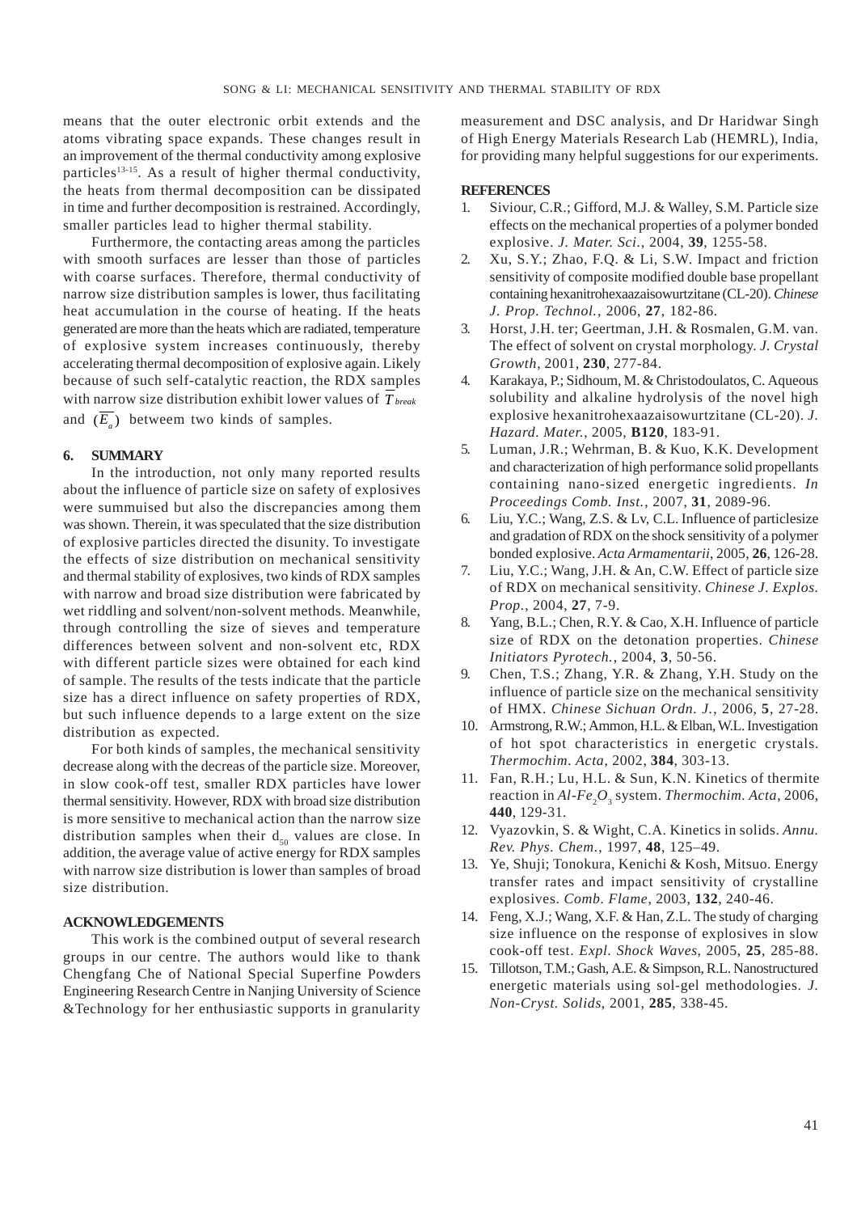means that the outer electronic orbit extends and the atoms vibrating space expands. These changes result in an improvement of the thermal conductivity among explosive particles[13-15]. As a result of higher thermal conductivity, the heats from thermal decomposition can be dissipated in time and further decomposition is restrained. Accordingly, smaller particles lead to higher thermal stability.

Furthermore, the contacting areas among the particles with smooth surfaces are lesser than those of particles with coarse surfaces. Therefore, thermal conductivity of narrow size distribution samples is lower, thus facilitating heat accumulation in the course of heating. If the heats generated are more than the heats which are radiated, temperature of explosive system increases continuously, thereby accelerating thermal decomposition of explosive again. Likely because of such self-catalytic reaction, the RDX samples with narrow size distribution exhibit lower values of $\overline{T}_{break}$ and $(\overline{E_a})$ betweem two kinds of samples.

## 6. SUMMARY

In the introduction, not only many reported results about the influence of particle size on safety of explosives were summuised but also the discrepancies among them was shown. Therein, it was speculated that the size distribution of explosive particles directed the disunity. To investigate the effects of size distribution on mechanical sensitivity and thermal stability of explosives, two kinds of RDX samples with narrow and broad size distribution were fabricated by wet riddling and solvent/non-solvent methods. Meanwhile, through controlling the size of sieves and temperature differences between solvent and non-solvent etc, RDX with different particle sizes were obtained for each kind of sample. The results of the tests indicate that the particle size has a direct influence on safety properties of RDX, but such influence depends to a large extent on the size distribution as expected.

For both kinds of samples, the mechanical sensitivity decrease along with the decreas of the particle size. Moreover, in slow cook-off test, smaller RDX particles have lower thermal sensitivity. However, RDX with broad size distribution is more sensitive to mechanical action than the narrow size distribution samples when their $d_{50}$ values are close. In addition, the average value of active energy for RDX samples with narrow size distribution is lower than samples of broad size distribution.

## ACKNOWLEDGEMENTS

This work is the combined output of several research groups in our centre. The authors would like to thank Chengfang Che of National Special Superfine Powders Engineering Research Centre in Nanjing University of Science &Technology for her enthusiastic supports in granularity measurement and DSC analysis, and Dr Haridwar Singh of High Energy Materials Research Lab (HEMRL), India, for providing many helpful suggestions for our experiments.

## REFERENCES

1. Siviour, C.R.; Gifford, M.J. & Walley, S.M. Particle size effects on the mechanical properties of a polymer bonded explosive. *J. Mater. Sci.*, 2004, **39**, 1255-58.
2. Xu, S.Y.; Zhao, F.Q. & Li, S.W. Impact and friction sensitivity of composite modified double base propellant containing hexanitrohexaazaisowurtzitane (CL-20). *Chinese J. Prop. Technol.*, 2006, **27**, 182-86.
3. Horst, J.H. ter; Geertman, J.H. & Rosmalen, G.M. van. The effect of solvent on crystal morphology. *J. Crystal Growth*, 2001, **230**, 277-84.
4. Karakaya, P.; Sidhoum, M. & Christodoulatos, C. Aqueous solubility and alkaline hydrolysis of the novel high explosive hexanitrohexaazaisowurtzitane (CL-20). *J. Hazard. Mater.*, 2005, **B120**, 183-91.
5. Luman, J.R.; Wehrman, B. & Kuo, K.K. Development and characterization of high performance solid propellants containing nano-sized energetic ingredients. *In Proceedings Comb. Inst.*, 2007, **31**, 2089-96.
6. Liu, Y.C.; Wang, Z.S. & Lv, C.L. Influence of particlesize and gradation of RDX on the shock sensitivity of a polymer bonded explosive. *Acta Armamentarii*, 2005, **26**, 126-28.
7. Liu, Y.C.; Wang, J.H. & An, C.W. Effect of particle size of RDX on mechanical sensitivity. *Chinese J. Explos. Prop.*, 2004, **27**, 7-9.
8. Yang, B.L.; Chen, R.Y. & Cao, X.H. Influence of particle size of RDX on the detonation properties. *Chinese Initiators Pyrotech.*, 2004, **3**, 50-56.
9. Chen, T.S.; Zhang, Y.R. & Zhang, Y.H. Study on the influence of particle size on the mechanical sensitivity of HMX. *Chinese Sichuan Ordn. J.*, 2006, **5**, 27-28.
10. Armstrong, R.W.; Ammon, H.L. & Elban, W.L. Investigation of hot spot characteristics in energetic crystals. *Thermochim. Acta*, 2002, **384**, 303-13.
11. Fan, R.H.; Lu, H.L. & Sun, K.N. Kinetics of thermite reaction in *Al-*$Fe_2O_3$ system. *Thermochim. Acta*, 2006, **440**, 129-31.
12. Vyazovkin, S. & Wight, C.A. Kinetics in solids. *Annu. Rev. Phys. Chem.*, 1997, **48**, 125–49.
13. Ye, Shuji; Tonokura, Kenichi & Kosh, Mitsuo. Energy transfer rates and impact sensitivity of crystalline explosives. *Comb. Flame*, 2003, **132**, 240-46.
14. Feng, X.J.; Wang, X.F. & Han, Z.L. The study of charging size influence on the response of explosives in slow cook-off test. *Expl. Shock Waves*, 2005, **25**, 285-88.
15. Tillotson, T.M.; Gash, A.E. & Simpson, R.L. Nanostructured energetic materials using sol-gel methodologies. *J. Non-Cryst. Solids*, 2001, **285**, 338-45.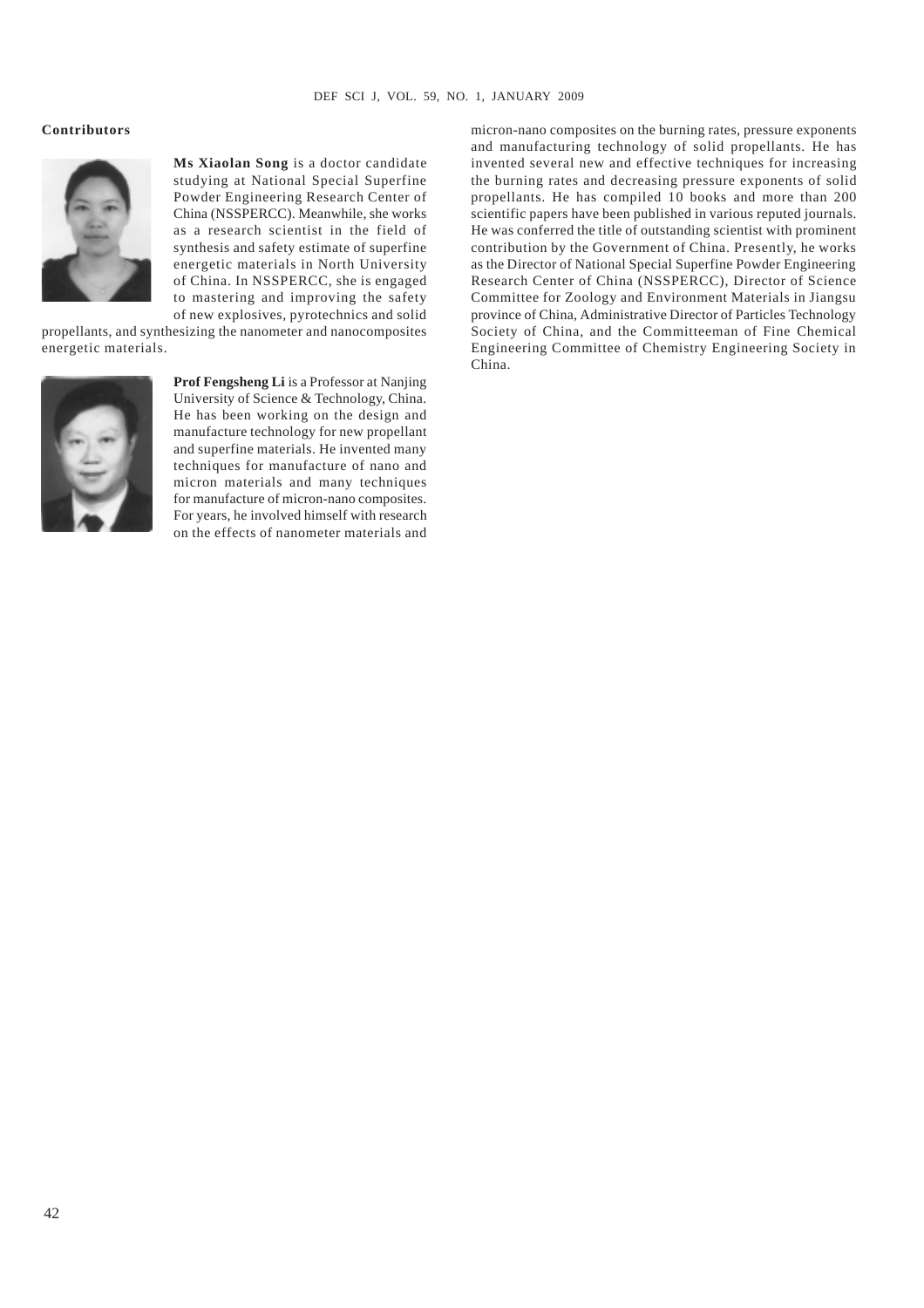## Contributors

**Ms Xiaolan Song** is a doctor candidate studying at National Special Superfine Powder Engineering Research Center of China (NSSPERCC). Meanwhile, she works as a research scientist in the field of synthesis and safety estimate of superfine energetic materials in North University of China. In NSSPERCC, she is engaged to mastering and improving the safety of new explosives, pyrotechnics and solid propellants, and synthesizing the nanometer and nanocomposites energetic materials.

**Prof Fengsheng Li** is a Professor at Nanjing University of Science & Technology, China. He has been working on the design and manufacture technology for new propellant and superfine materials. He invented many techniques for manufacture of nano and micron materials and many techniques for manufacture of micron-nano composites. For years, he involved himself with research on the effects of nanometer materials and micron-nano composites on the burning rates, pressure exponents and manufacturing technology of solid propellants. He has invented several new and effective techniques for increasing the burning rates and decreasing pressure exponents of solid propellants. He has compiled 10 books and more than 200 scientific papers have been published in various reputed journals. He was conferred the title of outstanding scientist with prominent contribution by the Government of China. Presently, he works as the Director of National Special Superfine Powder Engineering Research Center of China (NSSPERCC), Director of Science Committee for Zoology and Environment Materials in Jiangsu province of China, Administrative Director of Particles Technology Society of China, and the Committeeman of Fine Chemical Engineering Committee of Chemistry Engineering Society in China.